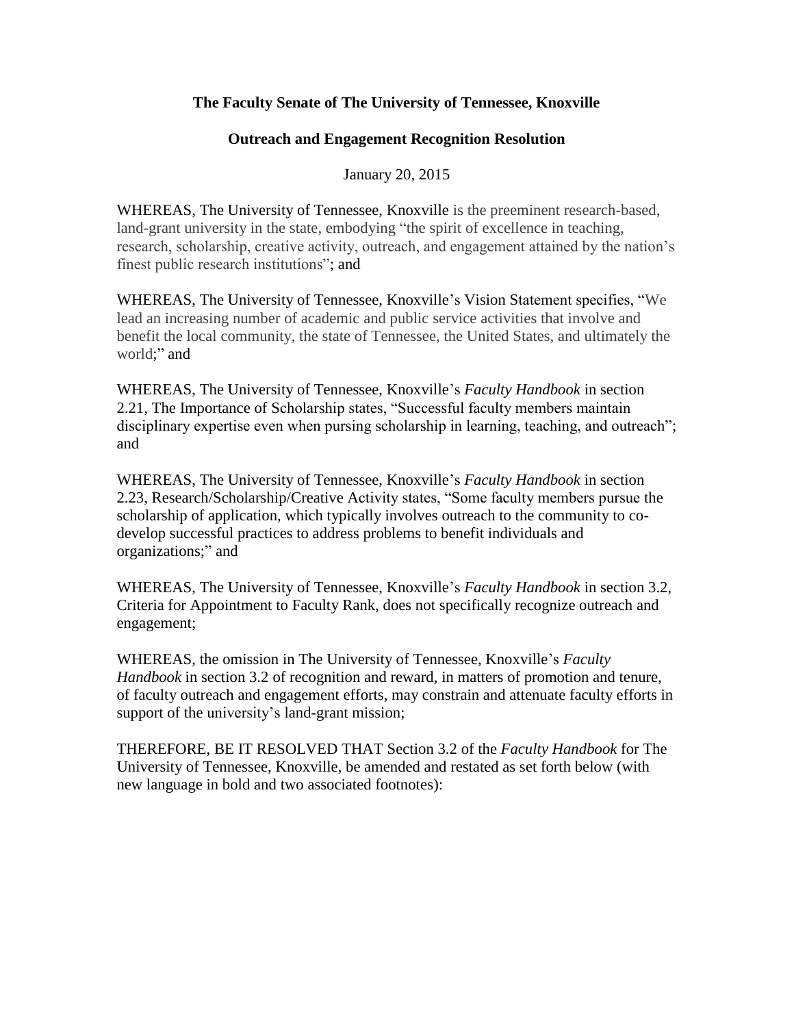**The Faculty Senate of The University of Tennessee, Knoxville**

**Outreach and Engagement Recognition Resolution**

January 20, 2015

WHEREAS, The University of Tennessee, Knoxville is the preeminent research-based, land-grant university in the state, embodying "the spirit of excellence in teaching, research, scholarship, creative activity, outreach, and engagement attained by the nation's finest public research institutions"; and

WHEREAS, The University of Tennessee, Knoxville's Vision Statement specifies, "We lead an increasing number of academic and public service activities that involve and benefit the local community, the state of Tennessee, the United States, and ultimately the world;" and

WHEREAS, The University of Tennessee, Knoxville's *Faculty Handbook* in section 2.21, The Importance of Scholarship states, "Successful faculty members maintain disciplinary expertise even when pursing scholarship in learning, teaching, and outreach"; and

WHEREAS, The University of Tennessee, Knoxville's *Faculty Handbook* in section 2.23, Research/Scholarship/Creative Activity states, "Some faculty members pursue the scholarship of application, which typically involves outreach to the community to co-develop successful practices to address problems to benefit individuals and organizations;" and

WHEREAS, The University of Tennessee, Knoxville's *Faculty Handbook* in section 3.2, Criteria for Appointment to Faculty Rank, does not specifically recognize outreach and engagement;

WHEREAS, the omission in The University of Tennessee, Knoxville's *Faculty Handbook* in section 3.2 of recognition and reward, in matters of promotion and tenure, of faculty outreach and engagement efforts, may constrain and attenuate faculty efforts in support of the university's land-grant mission;

THEREFORE, BE IT RESOLVED THAT Section 3.2 of the *Faculty Handbook* for The University of Tennessee, Knoxville, be amended and restated as set forth below (with new language in bold and two associated footnotes):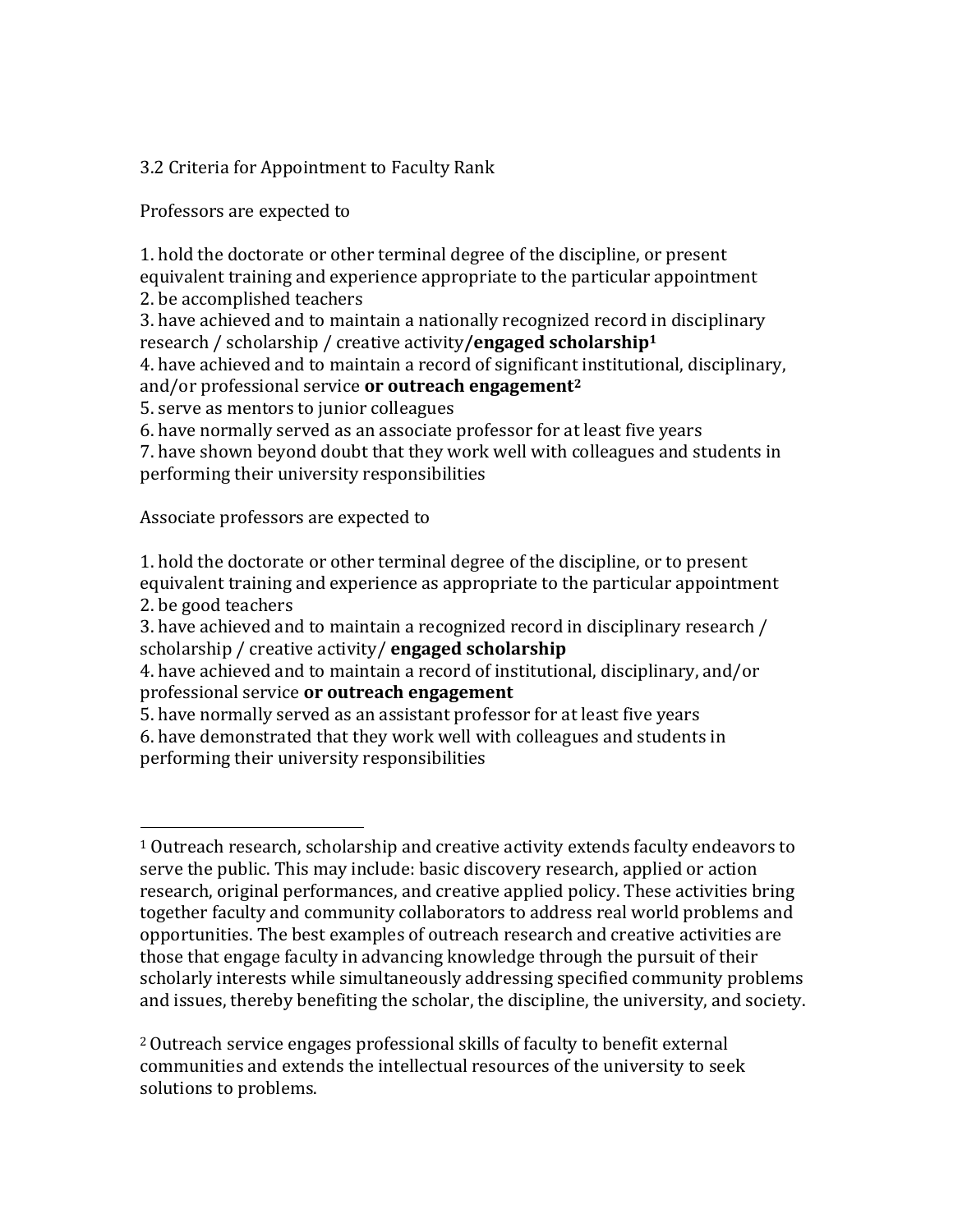3.2 Criteria for Appointment to Faculty Rank

Professors are expected to

1. hold the doctorate or other terminal degree of the discipline, or present equivalent training and experience appropriate to the particular appointment
2. be accomplished teachers
3. have achieved and to maintain a nationally recognized record in disciplinary research / scholarship / creative activity**/engaged scholarship**[1]
4. have achieved and to maintain a record of significant institutional, disciplinary, and/or professional service **or outreach engagement**[2]
5. serve as mentors to junior colleagues
6. have normally served as an associate professor for at least five years
7. have shown beyond doubt that they work well with colleagues and students in performing their university responsibilities

Associate professors are expected to

1. hold the doctorate or other terminal degree of the discipline, or to present equivalent training and experience as appropriate to the particular appointment
2. be good teachers
3. have achieved and to maintain a recognized record in disciplinary research / scholarship / creative activity/ **engaged scholarship**
4. have achieved and to maintain a record of institutional, disciplinary, and/or professional service **or outreach engagement**
5. have normally served as an assistant professor for at least five years
6. have demonstrated that they work well with colleagues and students in performing their university responsibilities

---

[1] Outreach research, scholarship and creative activity extends faculty endeavors to serve the public. This may include: basic discovery research, applied or action research, original performances, and creative applied policy. These activities bring together faculty and community collaborators to address real world problems and opportunities. The best examples of outreach research and creative activities are those that engage faculty in advancing knowledge through the pursuit of their scholarly interests while simultaneously addressing specified community problems and issues, thereby benefiting the scholar, the discipline, the university, and society.

[2] Outreach service engages professional skills of faculty to benefit external communities and extends the intellectual resources of the university to seek solutions to problems.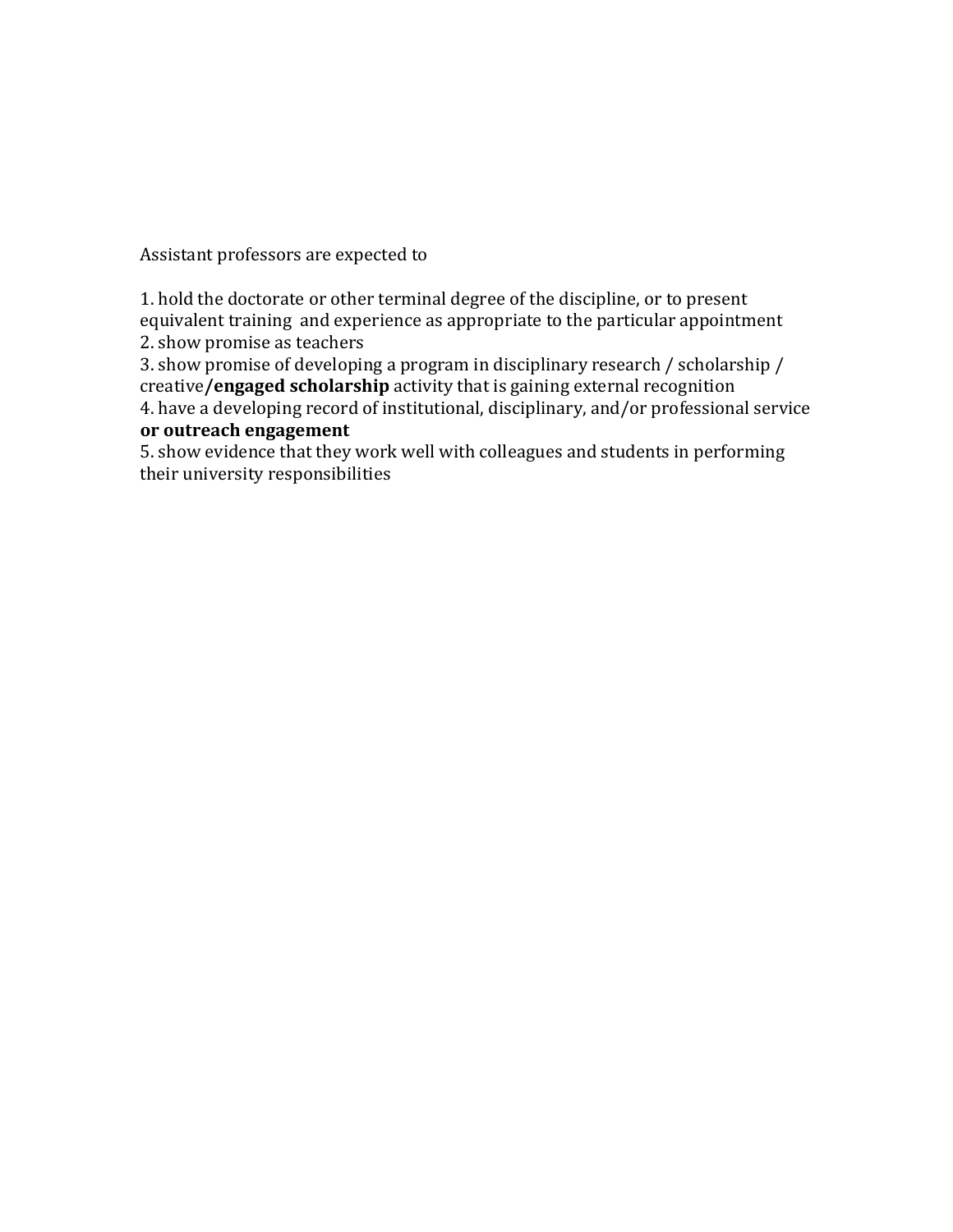Assistant professors are expected to

1. hold the doctorate or other terminal degree of the discipline, or to present equivalent training and experience as appropriate to the particular appointment
2. show promise as teachers
3. show promise of developing a program in disciplinary research / scholarship / creative**/engaged scholarship** activity that is gaining external recognition
4. have a developing record of institutional, disciplinary, and/or professional service **or outreach engagement**
5. show evidence that they work well with colleagues and students in performing their university responsibilities